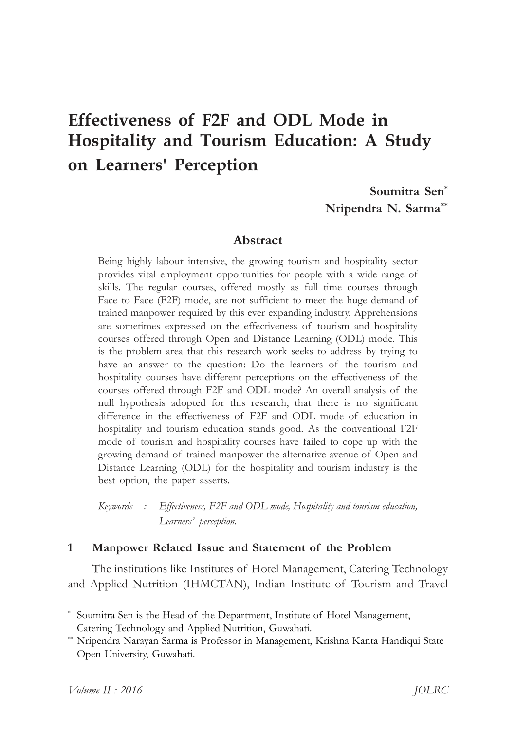# Effectiveness of F2F and ODL Mode in Hospitality and Tourism Education: A Study on Learners' Perception

**Soumitra Sen[*]**
**Nripendra N. Sarma[**]**

## Abstract

Being highly labour intensive, the growing tourism and hospitality sector provides vital employment opportunities for people with a wide range of skills. The regular courses, offered mostly as full time courses through Face to Face (F2F) mode, are not sufficient to meet the huge demand of trained manpower required by this ever expanding industry. Apprehensions are sometimes expressed on the effectiveness of tourism and hospitality courses offered through Open and Distance Learning (ODL) mode. This is the problem area that this research work seeks to address by trying to have an answer to the question: Do the learners of the tourism and hospitality courses have different perceptions on the effectiveness of the courses offered through F2F and ODL mode? An overall analysis of the null hypothesis adopted for this research, that there is no significant difference in the effectiveness of F2F and ODL mode of education in hospitality and tourism education stands good. As the conventional F2F mode of tourism and hospitality courses have failed to cope up with the growing demand of trained manpower the alternative avenue of Open and Distance Learning (ODL) for the hospitality and tourism industry is the best option, the paper asserts.

*Keywords : Effectiveness, F2F and ODL mode, Hospitality and tourism education, Learners' perception.*

## 1 Manpower Related Issue and Statement of the Problem

The institutions like Institutes of Hotel Management, Catering Technology and Applied Nutrition (IHMCTAN), Indian Institute of Tourism and Travel

---

[*] Soumitra Sen is the Head of the Department, Institute of Hotel Management, Catering Technology and Applied Nutrition, Guwahati.

[**] Nripendra Narayan Sarma is Professor in Management, Krishna Kanta Handiqui State Open University, Guwahati.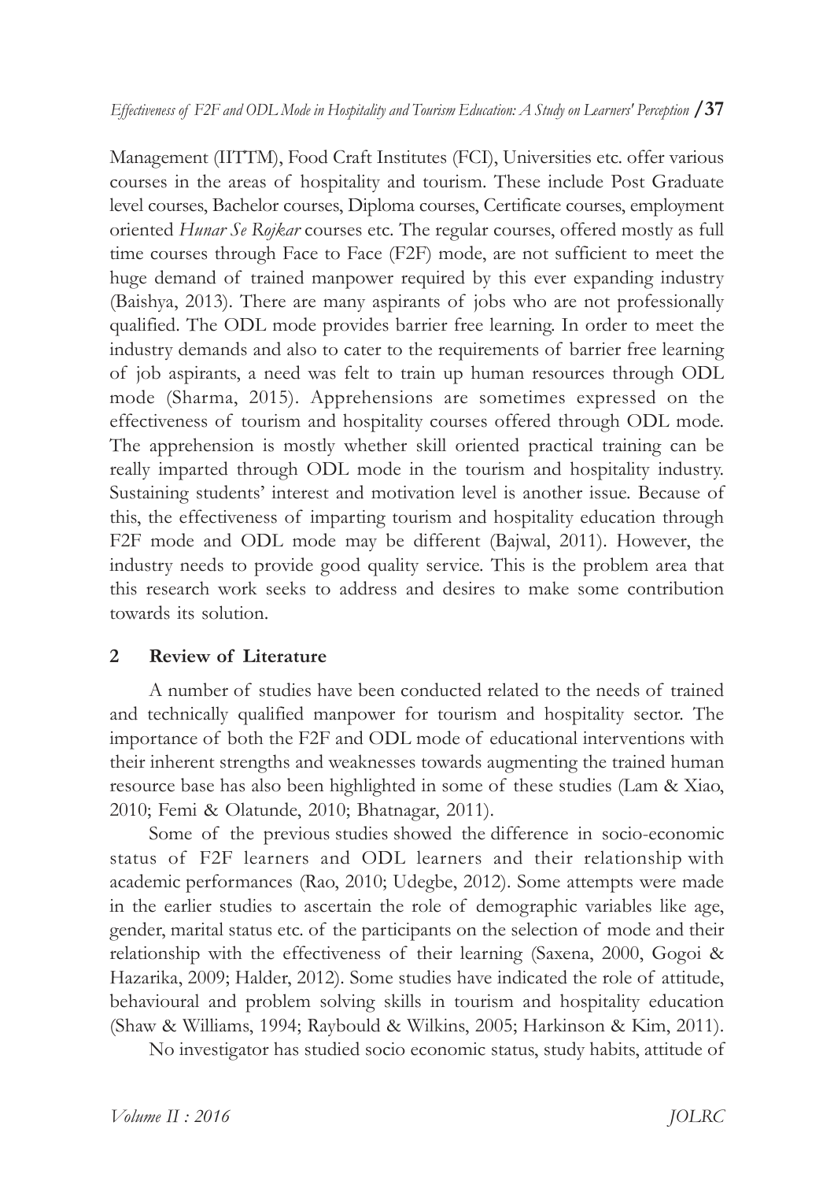Management (IITTM), Food Craft Institutes (FCI), Universities etc. offer various courses in the areas of hospitality and tourism. These include Post Graduate level courses, Bachelor courses, Diploma courses, Certificate courses, employment oriented *Hunar Se Rojkar* courses etc. The regular courses, offered mostly as full time courses through Face to Face (F2F) mode, are not sufficient to meet the huge demand of trained manpower required by this ever expanding industry (Baishya, 2013). There are many aspirants of jobs who are not professionally qualified. The ODL mode provides barrier free learning. In order to meet the industry demands and also to cater to the requirements of barrier free learning of job aspirants, a need was felt to train up human resources through ODL mode (Sharma, 2015). Apprehensions are sometimes expressed on the effectiveness of tourism and hospitality courses offered through ODL mode. The apprehension is mostly whether skill oriented practical training can be really imparted through ODL mode in the tourism and hospitality industry. Sustaining students' interest and motivation level is another issue. Because of this, the effectiveness of imparting tourism and hospitality education through F2F mode and ODL mode may be different (Bajwal, 2011). However, the industry needs to provide good quality service. This is the problem area that this research work seeks to address and desires to make some contribution towards its solution.

## 2 Review of Literature

A number of studies have been conducted related to the needs of trained and technically qualified manpower for tourism and hospitality sector. The importance of both the F2F and ODL mode of educational interventions with their inherent strengths and weaknesses towards augmenting the trained human resource base has also been highlighted in some of these studies (Lam & Xiao, 2010; Femi & Olatunde, 2010; Bhatnagar, 2011).

Some of the previous studies showed the difference in socio-economic status of F2F learners and ODL learners and their relationship with academic performances (Rao, 2010; Udegbe, 2012). Some attempts were made in the earlier studies to ascertain the role of demographic variables like age, gender, marital status etc. of the participants on the selection of mode and their relationship with the effectiveness of their learning (Saxena, 2000, Gogoi & Hazarika, 2009; Halder, 2012). Some studies have indicated the role of attitude, behavioural and problem solving skills in tourism and hospitality education (Shaw & Williams, 1994; Raybould & Wilkins, 2005; Harkinson & Kim, 2011).

No investigator has studied socio economic status, study habits, attitude of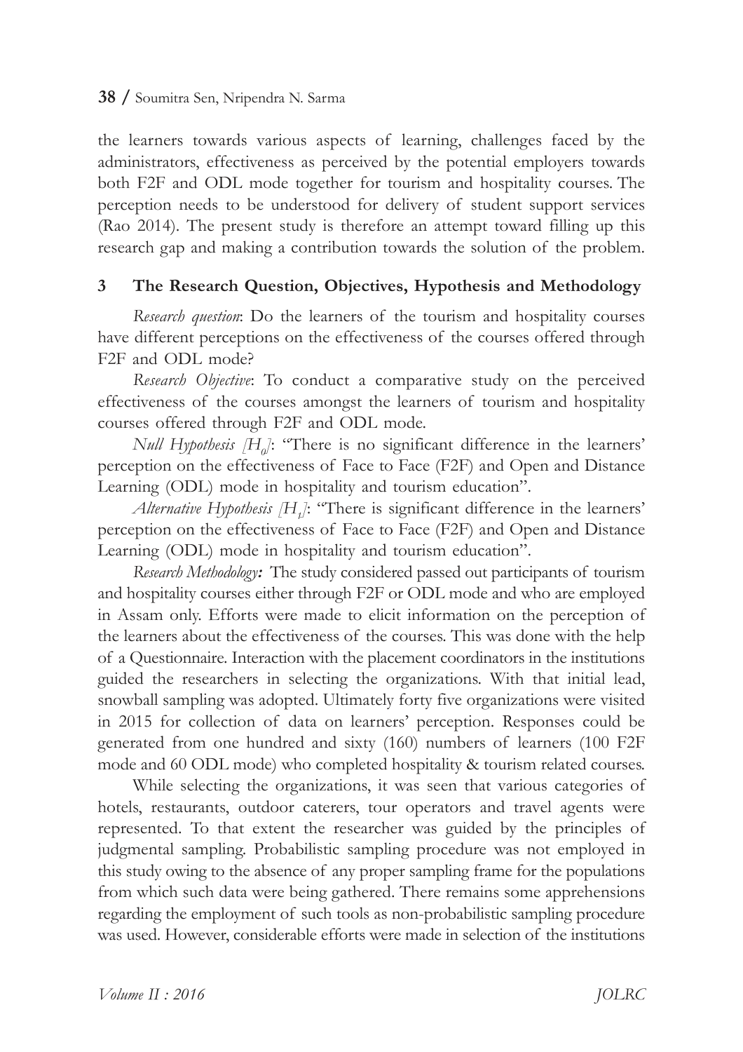the learners towards various aspects of learning, challenges faced by the administrators, effectiveness as perceived by the potential employers towards both F2F and ODL mode together for tourism and hospitality courses. The perception needs to be understood for delivery of student support services (Rao 2014). The present study is therefore an attempt toward filling up this research gap and making a contribution towards the solution of the problem.

## 3 The Research Question, Objectives, Hypothesis and Methodology

*Research question*: Do the learners of the tourism and hospitality courses have different perceptions on the effectiveness of the courses offered through F2F and ODL mode?

*Research Objective*: To conduct a comparative study on the perceived effectiveness of the courses amongst the learners of tourism and hospitality courses offered through F2F and ODL mode.

*Null Hypothesis [$H_0$]*: "There is no significant difference in the learners' perception on the effectiveness of Face to Face (F2F) and Open and Distance Learning (ODL) mode in hospitality and tourism education".

*Alternative Hypothesis [$H_1$]*: "There is significant difference in the learners' perception on the effectiveness of Face to Face (F2F) and Open and Distance Learning (ODL) mode in hospitality and tourism education".

***Research Methodology:*** The study considered passed out participants of tourism and hospitality courses either through F2F or ODL mode and who are employed in Assam only. Efforts were made to elicit information on the perception of the learners about the effectiveness of the courses. This was done with the help of a Questionnaire. Interaction with the placement coordinators in the institutions guided the researchers in selecting the organizations. With that initial lead, snowball sampling was adopted. Ultimately forty five organizations were visited in 2015 for collection of data on learners' perception. Responses could be generated from one hundred and sixty (160) numbers of learners (100 F2F mode and 60 ODL mode) who completed hospitality & tourism related courses.

While selecting the organizations, it was seen that various categories of hotels, restaurants, outdoor caterers, tour operators and travel agents were represented. To that extent the researcher was guided by the principles of judgmental sampling. Probabilistic sampling procedure was not employed in this study owing to the absence of any proper sampling frame for the populations from which such data were being gathered. There remains some apprehensions regarding the employment of such tools as non-probabilistic sampling procedure was used. However, considerable efforts were made in selection of the institutions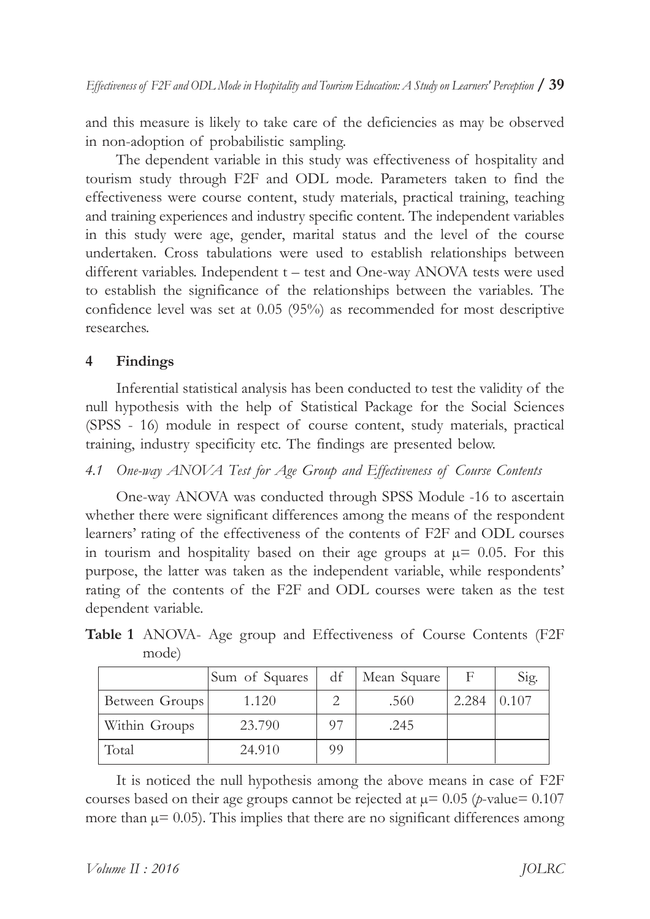and this measure is likely to take care of the deficiencies as may be observed in non-adoption of probabilistic sampling.

The dependent variable in this study was effectiveness of hospitality and tourism study through F2F and ODL mode. Parameters taken to find the effectiveness were course content, study materials, practical training, teaching and training experiences and industry specific content. The independent variables in this study were age, gender, marital status and the level of the course undertaken. Cross tabulations were used to establish relationships between different variables. Independent t – test and One-way ANOVA tests were used to establish the significance of the relationships between the variables. The confidence level was set at 0.05 (95%) as recommended for most descriptive researches.

## 4 Findings

Inferential statistical analysis has been conducted to test the validity of the null hypothesis with the help of Statistical Package for the Social Sciences (SPSS - 16) module in respect of course content, study materials, practical training, industry specificity etc. The findings are presented below.

### *4.1 One-way ANOVA Test for Age Group and Effectiveness of Course Contents*

One-way ANOVA was conducted through SPSS Module -16 to ascertain whether there were significant differences among the means of the respondent learners' rating of the effectiveness of the contents of F2F and ODL courses in tourism and hospitality based on their age groups at $\mu = 0.05$. For this purpose, the latter was taken as the independent variable, while respondents' rating of the contents of the F2F and ODL courses were taken as the test dependent variable.

**Table 1** ANOVA- Age group and Effectiveness of Course Contents (F2F mode)

| | Sum of Squares | df | Mean Square | F | Sig. |
|---|---|---|---|---|---|
| Between Groups | 1.120 | 2 | .560 | 2.284 | 0.107 |
| Within Groups | 23.790 | 97 | .245 | | |
| Total | 24.910 | 99 | | | |

It is noticed the null hypothesis among the above means in case of F2F courses based on their age groups cannot be rejected at $\mu = 0.05$ (*p*-value= 0.107 more than $\mu = 0.05$). This implies that there are no significant differences among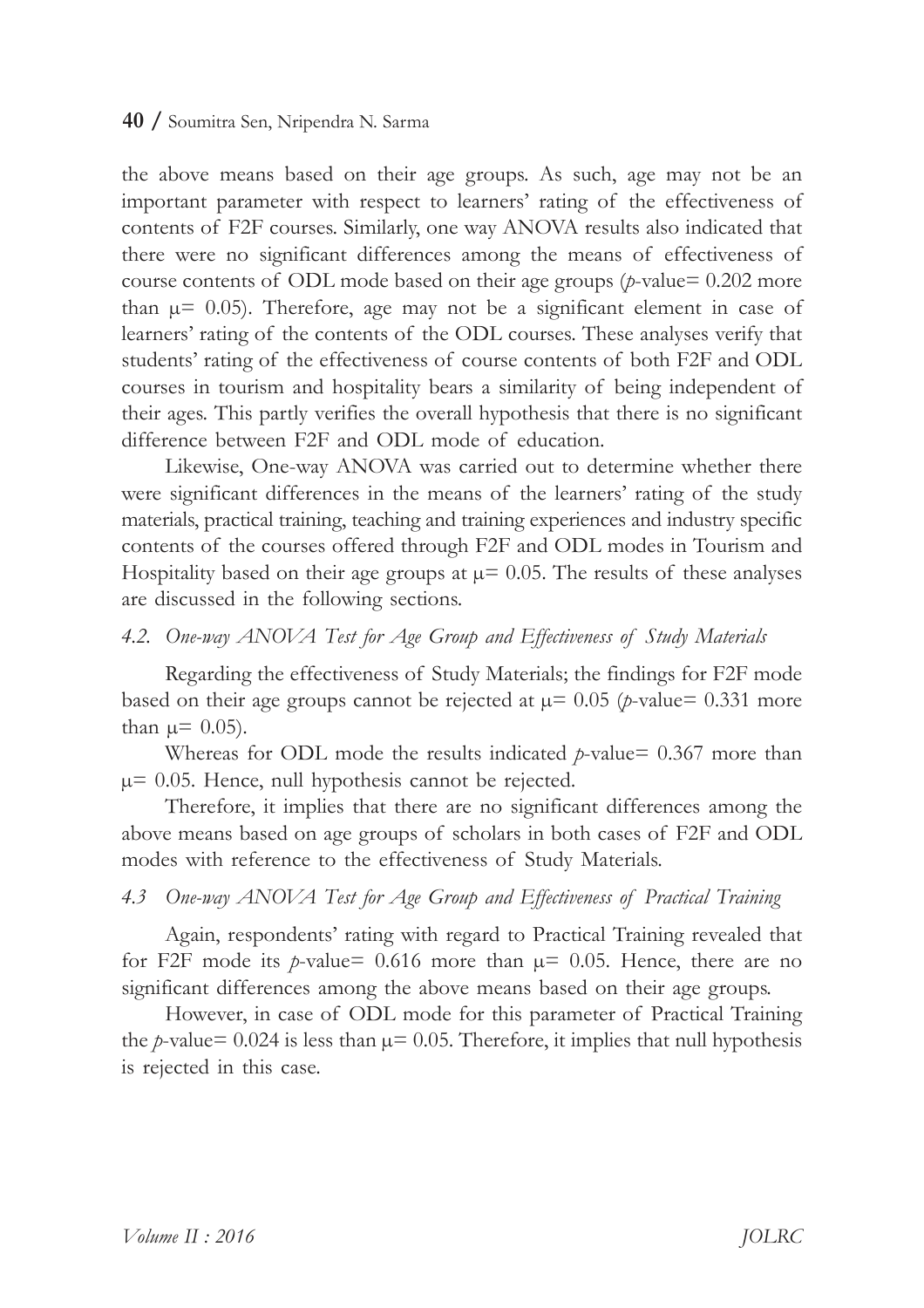the above means based on their age groups. As such, age may not be an important parameter with respect to learners' rating of the effectiveness of contents of F2F courses. Similarly, one way ANOVA results also indicated that there were no significant differences among the means of effectiveness of course contents of ODL mode based on their age groups (*p*-value= 0.202 more than $\mu$= 0.05). Therefore, age may not be a significant element in case of learners' rating of the contents of the ODL courses. These analyses verify that students' rating of the effectiveness of course contents of both F2F and ODL courses in tourism and hospitality bears a similarity of being independent of their ages. This partly verifies the overall hypothesis that there is no significant difference between F2F and ODL mode of education.

Likewise, One-way ANOVA was carried out to determine whether there were significant differences in the means of the learners' rating of the study materials, practical training, teaching and training experiences and industry specific contents of the courses offered through F2F and ODL modes in Tourism and Hospitality based on their age groups at $\mu$= 0.05. The results of these analyses are discussed in the following sections.

### *4.2. One-way ANOVA Test for Age Group and Effectiveness of Study Materials*

Regarding the effectiveness of Study Materials; the findings for F2F mode based on their age groups cannot be rejected at $\mu$= 0.05 (*p*-value= 0.331 more than $\mu$= 0.05).

Whereas for ODL mode the results indicated *p*-value= 0.367 more than $\mu$= 0.05. Hence, null hypothesis cannot be rejected.

Therefore, it implies that there are no significant differences among the above means based on age groups of scholars in both cases of F2F and ODL modes with reference to the effectiveness of Study Materials.

### *4.3 One-way ANOVA Test for Age Group and Effectiveness of Practical Training*

Again, respondents' rating with regard to Practical Training revealed that for F2F mode its *p*-value= 0.616 more than $\mu$= 0.05. Hence, there are no significant differences among the above means based on their age groups.

However, in case of ODL mode for this parameter of Practical Training the *p*-value= 0.024 is less than $\mu$= 0.05. Therefore, it implies that null hypothesis is rejected in this case.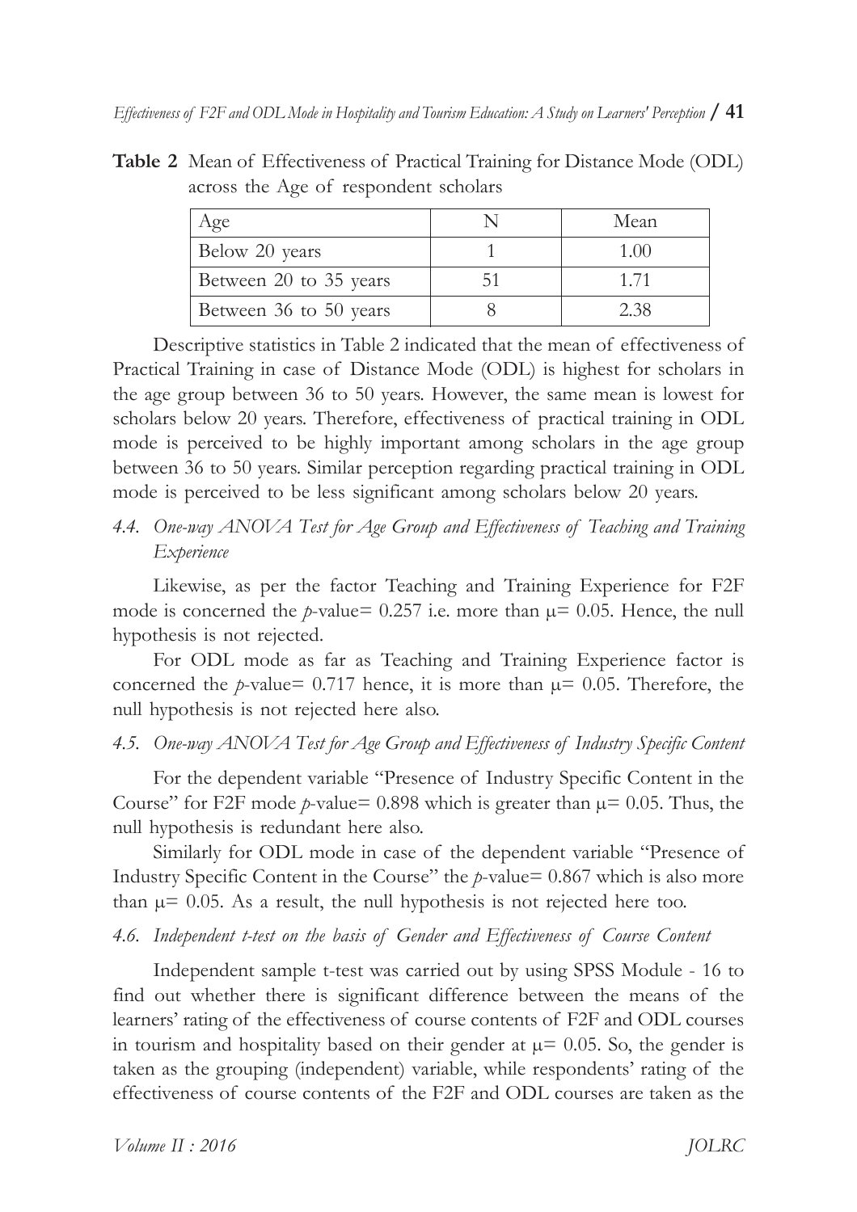**Table 2** Mean of Effectiveness of Practical Training for Distance Mode (ODL) across the Age of respondent scholars

| Age | N | Mean |
|---|---|---|
| Below 20 years | 1 | 1.00 |
| Between 20 to 35 years | 51 | 1.71 |
| Between 36 to 50 years | 8 | 2.38 |

Descriptive statistics in Table 2 indicated that the mean of effectiveness of Practical Training in case of Distance Mode (ODL) is highest for scholars in the age group between 36 to 50 years. However, the same mean is lowest for scholars below 20 years. Therefore, effectiveness of practical training in ODL mode is perceived to be highly important among scholars in the age group between 36 to 50 years. Similar perception regarding practical training in ODL mode is perceived to be less significant among scholars below 20 years.

### *4.4. One-way ANOVA Test for Age Group and Effectiveness of Teaching and Training Experience*

Likewise, as per the factor Teaching and Training Experience for F2F mode is concerned the *p*-value= 0.257 i.e. more than $\mu$= 0.05. Hence, the null hypothesis is not rejected.

For ODL mode as far as Teaching and Training Experience factor is concerned the *p*-value= 0.717 hence, it is more than $\mu$= 0.05. Therefore, the null hypothesis is not rejected here also.

### *4.5. One-way ANOVA Test for Age Group and Effectiveness of Industry Specific Content*

For the dependent variable "Presence of Industry Specific Content in the Course" for F2F mode *p*-value= 0.898 which is greater than $\mu$= 0.05. Thus, the null hypothesis is redundant here also.

Similarly for ODL mode in case of the dependent variable "Presence of Industry Specific Content in the Course" the *p*-value= 0.867 which is also more than $\mu$= 0.05. As a result, the null hypothesis is not rejected here too.

### *4.6. Independent t-test on the basis of Gender and Effectiveness of Course Content*

Independent sample t-test was carried out by using SPSS Module - 16 to find out whether there is significant difference between the means of the learners' rating of the effectiveness of course contents of F2F and ODL courses in tourism and hospitality based on their gender at $\mu$= 0.05. So, the gender is taken as the grouping (independent) variable, while respondents' rating of the effectiveness of course contents of the F2F and ODL courses are taken as the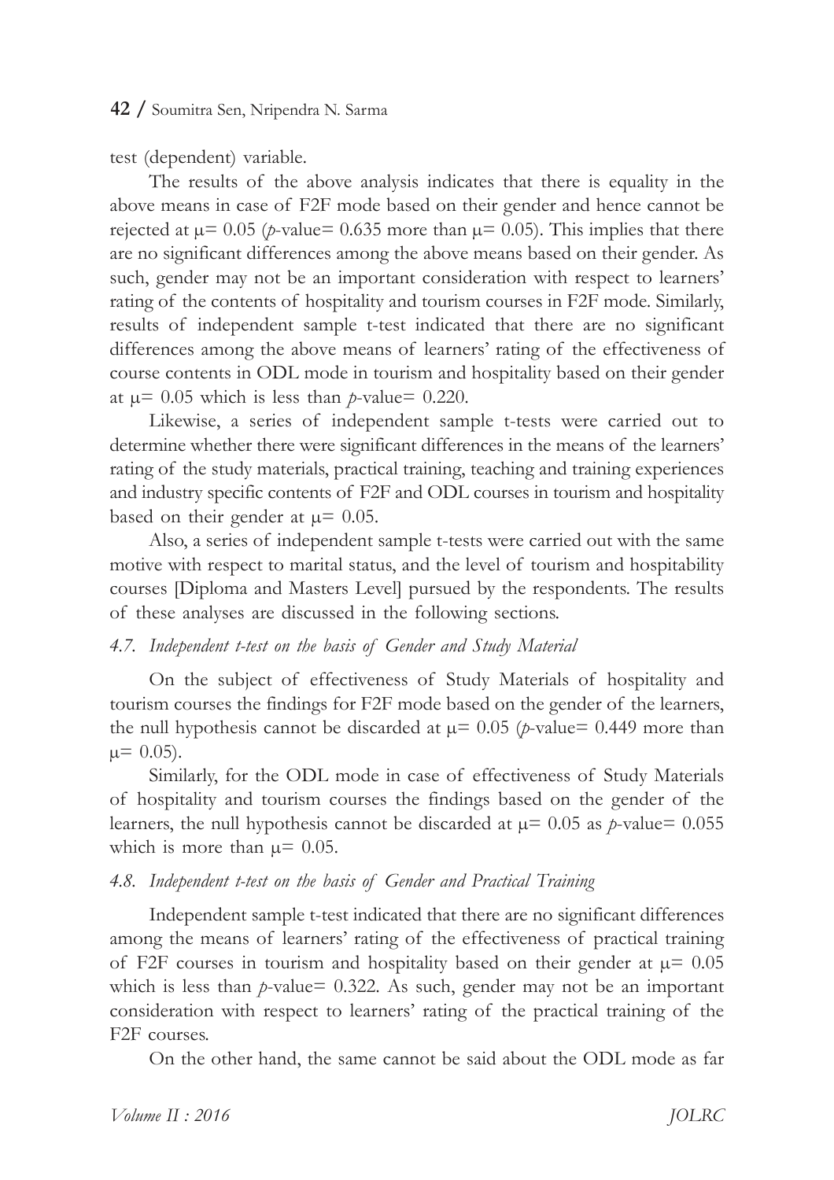test (dependent) variable.

The results of the above analysis indicates that there is equality in the above means in case of F2F mode based on their gender and hence cannot be rejected at $\mu = 0.05$ (*p*-value= 0.635 more than $\mu = 0.05$). This implies that there are no significant differences among the above means based on their gender. As such, gender may not be an important consideration with respect to learners' rating of the contents of hospitality and tourism courses in F2F mode. Similarly, results of independent sample t-test indicated that there are no significant differences among the above means of learners' rating of the effectiveness of course contents in ODL mode in tourism and hospitality based on their gender at $\mu = 0.05$ which is less than *p*-value= 0.220.

Likewise, a series of independent sample t-tests were carried out to determine whether there were significant differences in the means of the learners' rating of the study materials, practical training, teaching and training experiences and industry specific contents of F2F and ODL courses in tourism and hospitality based on their gender at $\mu = 0.05$.

Also, a series of independent sample t-tests were carried out with the same motive with respect to marital status, and the level of tourism and hospitability courses [Diploma and Masters Level] pursued by the respondents. The results of these analyses are discussed in the following sections.

### *4.7. Independent t-test on the basis of Gender and Study Material*

On the subject of effectiveness of Study Materials of hospitality and tourism courses the findings for F2F mode based on the gender of the learners, the null hypothesis cannot be discarded at $\mu = 0.05$ (*p*-value= 0.449 more than $\mu = 0.05$).

Similarly, for the ODL mode in case of effectiveness of Study Materials of hospitality and tourism courses the findings based on the gender of the learners, the null hypothesis cannot be discarded at $\mu = 0.05$ as *p*-value= 0.055 which is more than $\mu = 0.05$.

### *4.8. Independent t-test on the basis of Gender and Practical Training*

Independent sample t-test indicated that there are no significant differences among the means of learners' rating of the effectiveness of practical training of F2F courses in tourism and hospitality based on their gender at $\mu = 0.05$ which is less than *p*-value= 0.322. As such, gender may not be an important consideration with respect to learners' rating of the practical training of the F2F courses.

On the other hand, the same cannot be said about the ODL mode as far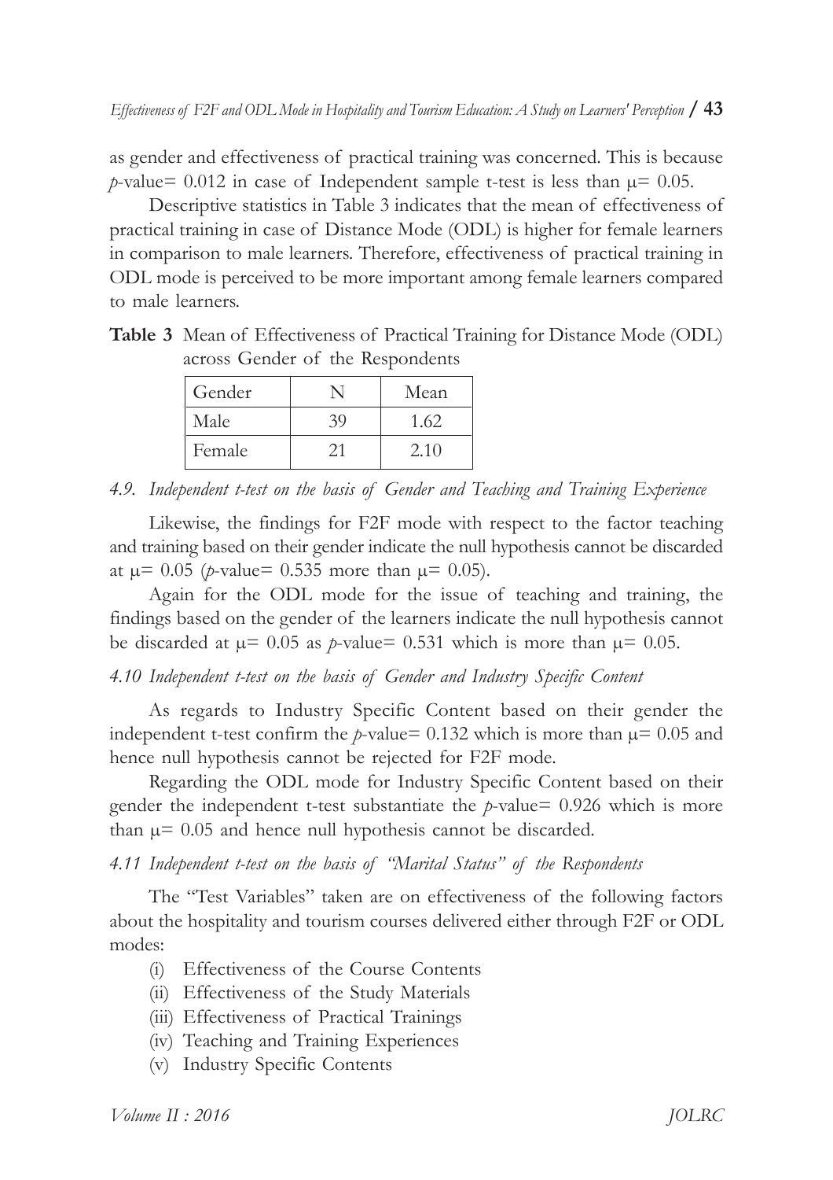as gender and effectiveness of practical training was concerned. This is because $p$-value= 0.012 in case of Independent sample t-test is less than $\mu$= 0.05.

Descriptive statistics in Table 3 indicates that the mean of effectiveness of practical training in case of Distance Mode (ODL) is higher for female learners in comparison to male learners. Therefore, effectiveness of practical training in ODL mode is perceived to be more important among female learners compared to male learners.

**Table 3** Mean of Effectiveness of Practical Training for Distance Mode (ODL) across Gender of the Respondents

| Gender | N | Mean |
|---|---|---|
| Male | 39 | 1.62 |
| Female | 21 | 2.10 |

### *4.9. Independent t-test on the basis of Gender and Teaching and Training Experience*

Likewise, the findings for F2F mode with respect to the factor teaching and training based on their gender indicate the null hypothesis cannot be discarded at $\mu$= 0.05 ($p$-value= 0.535 more than $\mu$= 0.05).

Again for the ODL mode for the issue of teaching and training, the findings based on the gender of the learners indicate the null hypothesis cannot be discarded at $\mu$= 0.05 as $p$-value= 0.531 which is more than $\mu$= 0.05.

### *4.10 Independent t-test on the basis of Gender and Industry Specific Content*

As regards to Industry Specific Content based on their gender the independent t-test confirm the $p$-value= 0.132 which is more than $\mu$= 0.05 and hence null hypothesis cannot be rejected for F2F mode.

Regarding the ODL mode for Industry Specific Content based on their gender the independent t-test substantiate the $p$-value= 0.926 which is more than $\mu$= 0.05 and hence null hypothesis cannot be discarded.

### *4.11 Independent t-test on the basis of "Marital Status" of the Respondents*

The "Test Variables" taken are on effectiveness of the following factors about the hospitality and tourism courses delivered either through F2F or ODL modes:

- (i) Effectiveness of the Course Contents
- (ii) Effectiveness of the Study Materials
- (iii) Effectiveness of Practical Trainings
- (iv) Teaching and Training Experiences
- (v) Industry Specific Contents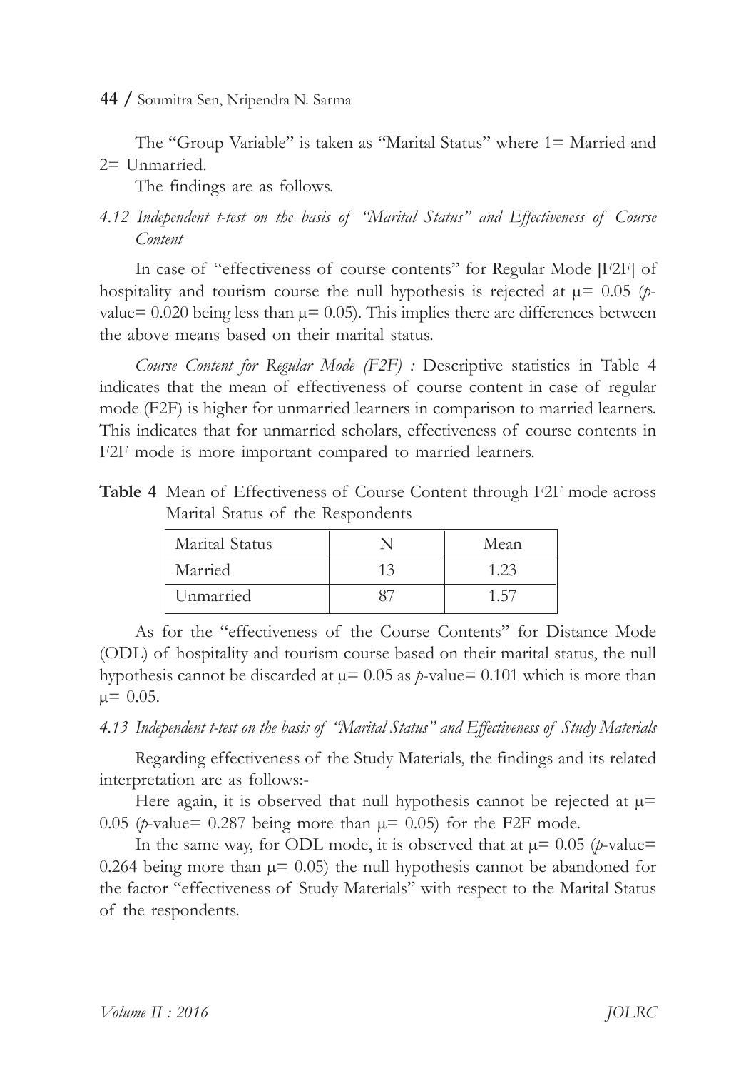The "Group Variable" is taken as "Marital Status" where 1= Married and 2= Unmarried.

The findings are as follows.

*4.12 Independent t-test on the basis of "Marital Status" and Effectiveness of Course Content*

In case of "effectiveness of course contents" for Regular Mode [F2F] of hospitality and tourism course the null hypothesis is rejected at $\mu = 0.05$ (*p*-value= 0.020 being less than $\mu = 0.05$). This implies there are differences between the above means based on their marital status.

*Course Content for Regular Mode (F2F) :* Descriptive statistics in Table 4 indicates that the mean of effectiveness of course content in case of regular mode (F2F) is higher for unmarried learners in comparison to married learners. This indicates that for unmarried scholars, effectiveness of course contents in F2F mode is more important compared to married learners.

**Table 4** Mean of Effectiveness of Course Content through F2F mode across Marital Status of the Respondents

| Marital Status | N | Mean |
|---|---|---|
| Married | 13 | 1.23 |
| Unmarried | 87 | 1.57 |

As for the "effectiveness of the Course Contents" for Distance Mode (ODL) of hospitality and tourism course based on their marital status, the null hypothesis cannot be discarded at $\mu = 0.05$ as *p*-value= 0.101 which is more than $\mu = 0.05$.

*4.13 Independent t-test on the basis of "Marital Status" and Effectiveness of Study Materials*

Regarding effectiveness of the Study Materials, the findings and its related interpretation are as follows:-

Here again, it is observed that null hypothesis cannot be rejected at $\mu = 0.05$ (*p*-value= 0.287 being more than $\mu = 0.05$) for the F2F mode.

In the same way, for ODL mode, it is observed that at $\mu = 0.05$ (*p*-value= 0.264 being more than $\mu = 0.05$) the null hypothesis cannot be abandoned for the factor "effectiveness of Study Materials" with respect to the Marital Status of the respondents.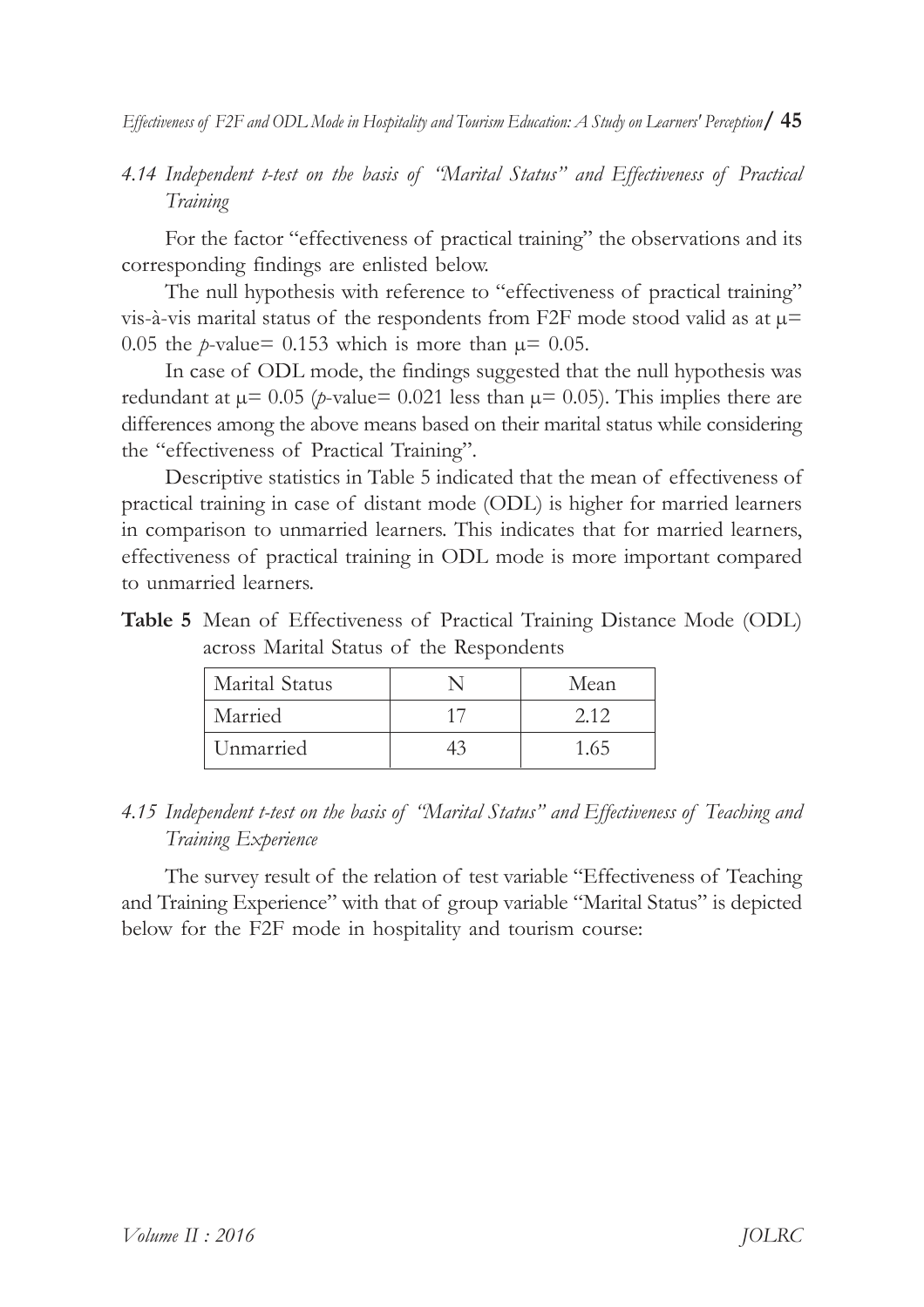### *4.14 Independent t-test on the basis of "Marital Status" and Effectiveness of Practical Training*

For the factor "effectiveness of practical training" the observations and its corresponding findings are enlisted below.

The null hypothesis with reference to "effectiveness of practical training" vis-à-vis marital status of the respondents from F2F mode stood valid as at $\mu$= 0.05 the *p*-value= 0.153 which is more than $\mu$= 0.05.

In case of ODL mode, the findings suggested that the null hypothesis was redundant at $\mu$= 0.05 (*p*-value= 0.021 less than $\mu$= 0.05). This implies there are differences among the above means based on their marital status while considering the "effectiveness of Practical Training".

Descriptive statistics in Table 5 indicated that the mean of effectiveness of practical training in case of distant mode (ODL) is higher for married learners in comparison to unmarried learners. This indicates that for married learners, effectiveness of practical training in ODL mode is more important compared to unmarried learners.

**Table 5** Mean of Effectiveness of Practical Training Distance Mode (ODL) across Marital Status of the Respondents

| Marital Status | N | Mean |
|---|---|---|
| Married | 17 | 2.12 |
| Unmarried | 43 | 1.65 |

### *4.15 Independent t-test on the basis of "Marital Status" and Effectiveness of Teaching and Training Experience*

The survey result of the relation of test variable "Effectiveness of Teaching and Training Experience" with that of group variable "Marital Status" is depicted below for the F2F mode in hospitality and tourism course: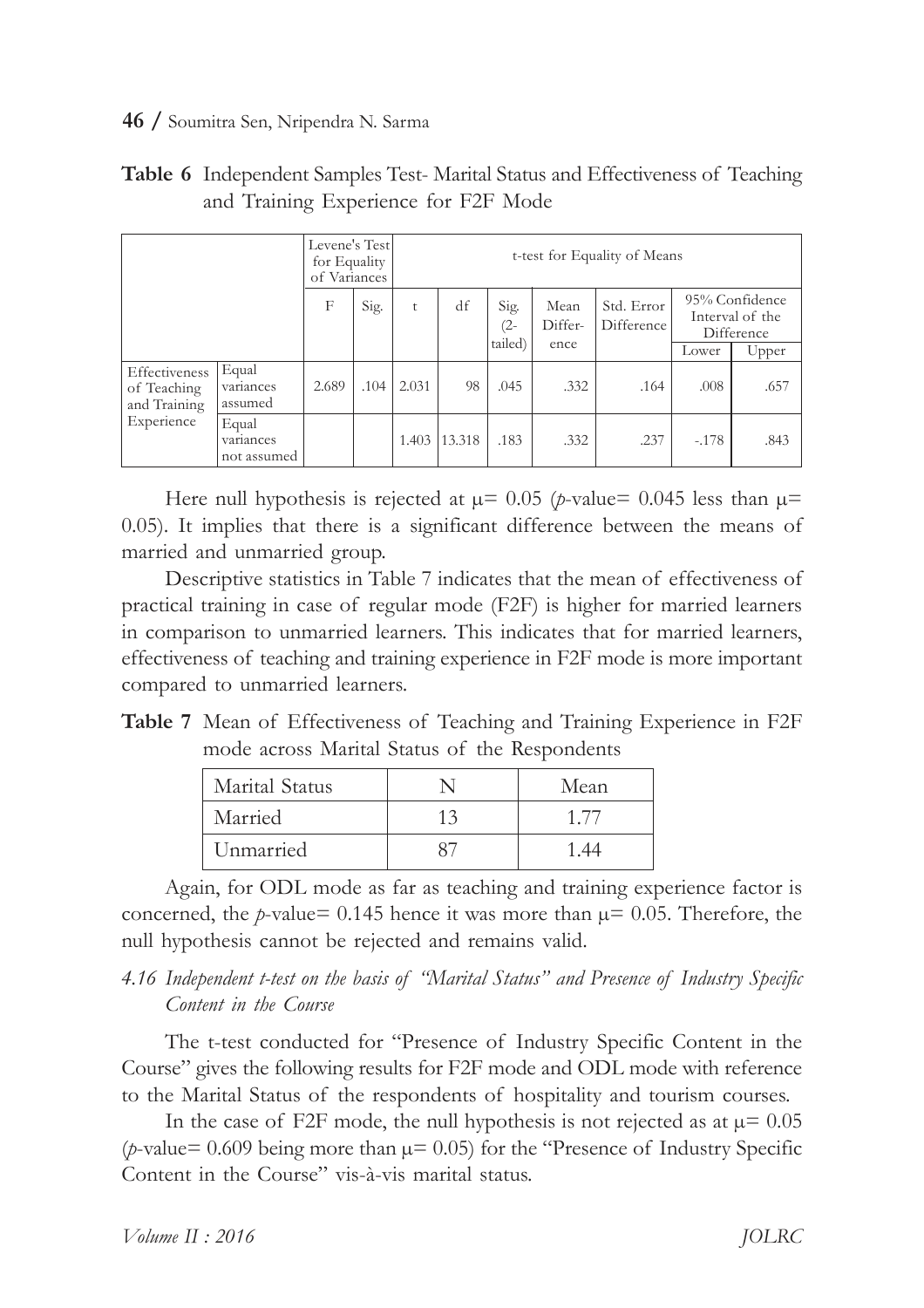**Table 6** Independent Samples Test- Marital Status and Effectiveness of Teaching and Training Experience for F2F Mode

| | | Levene's Test for Equality of Variances | | t-test for Equality of Means | | | | | | |
|---|---|---|---|---|---|---|---|---|---|---|
| | | F | Sig. | t | df | Sig. (2-tailed) | Mean Difference | Std. Error Difference | 95% Confidence Interval of the Difference | |
| | | | | | | | | | Lower | Upper |
| Effectiveness of Teaching and Training Experience | Equal variances assumed | 2.689 | .104 | 2.031 | 98 | .045 | .332 | .164 | .008 | .657 |
| | Equal variances not assumed | | | 1.403 | 13.318 | .183 | .332 | .237 | -.178 | .843 |

Here null hypothesis is rejected at $\mu = 0.05$ ($p$-value= 0.045 less than $\mu = 0.05$). It implies that there is a significant difference between the means of married and unmarried group.

Descriptive statistics in Table 7 indicates that the mean of effectiveness of practical training in case of regular mode (F2F) is higher for married learners in comparison to unmarried learners. This indicates that for married learners, effectiveness of teaching and training experience in F2F mode is more important compared to unmarried learners.

**Table 7** Mean of Effectiveness of Teaching and Training Experience in F2F mode across Marital Status of the Respondents

| Marital Status | N | Mean |
|---|---|---|
| Married | 13 | 1.77 |
| Unmarried | 87 | 1.44 |

Again, for ODL mode as far as teaching and training experience factor is concerned, the $p$-value= 0.145 hence it was more than $\mu = 0.05$. Therefore, the null hypothesis cannot be rejected and remains valid.

### *4.16 Independent t-test on the basis of "Marital Status" and Presence of Industry Specific Content in the Course*

The t-test conducted for "Presence of Industry Specific Content in the Course" gives the following results for F2F mode and ODL mode with reference to the Marital Status of the respondents of hospitality and tourism courses.

In the case of F2F mode, the null hypothesis is not rejected as at $\mu = 0.05$ ($p$-value= 0.609 being more than $\mu = 0.05$) for the "Presence of Industry Specific Content in the Course" vis-à-vis marital status.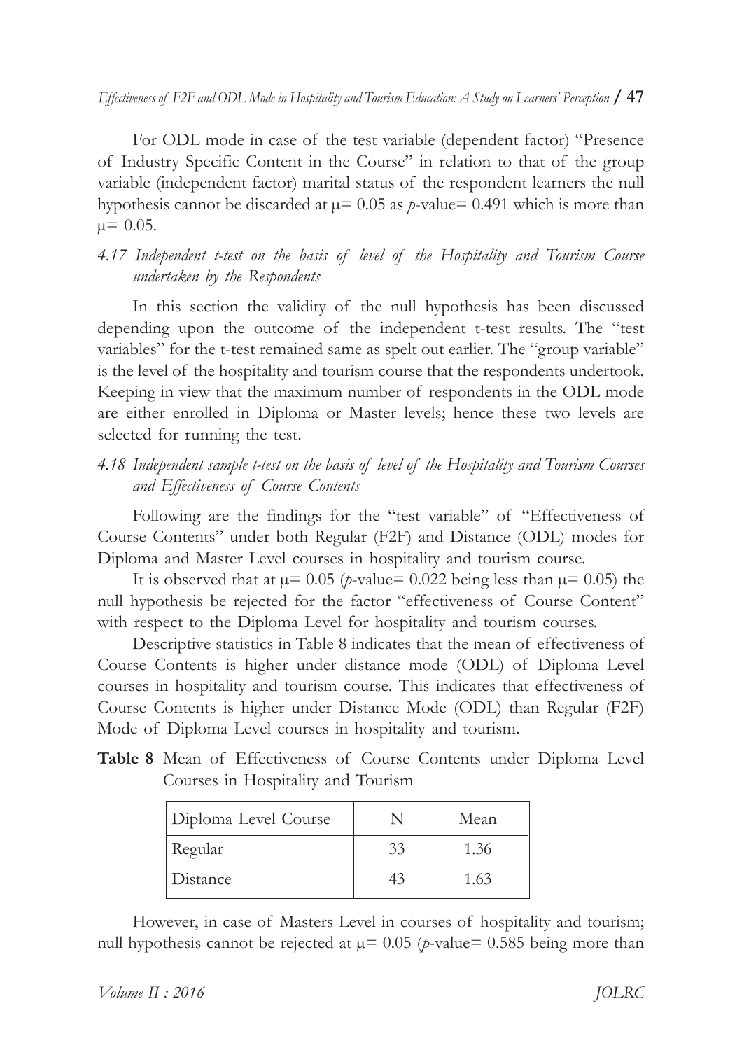For ODL mode in case of the test variable (dependent factor) "Presence of Industry Specific Content in the Course" in relation to that of the group variable (independent factor) marital status of the respondent learners the null hypothesis cannot be discarded at $\mu = 0.05$ as *p*-value= 0.491 which is more than $\mu = 0.05$.

### *4.17 Independent t-test on the basis of level of the Hospitality and Tourism Course undertaken by the Respondents*

In this section the validity of the null hypothesis has been discussed depending upon the outcome of the independent t-test results. The "test variables" for the t-test remained same as spelt out earlier. The "group variable" is the level of the hospitality and tourism course that the respondents undertook. Keeping in view that the maximum number of respondents in the ODL mode are either enrolled in Diploma or Master levels; hence these two levels are selected for running the test.

### *4.18 Independent sample t-test on the basis of level of the Hospitality and Tourism Courses and Effectiveness of Course Contents*

Following are the findings for the "test variable" of "Effectiveness of Course Contents" under both Regular (F2F) and Distance (ODL) modes for Diploma and Master Level courses in hospitality and tourism course.

It is observed that at $\mu = 0.05$ (*p*-value= 0.022 being less than $\mu = 0.05$) the null hypothesis be rejected for the factor "effectiveness of Course Content" with respect to the Diploma Level for hospitality and tourism courses.

Descriptive statistics in Table 8 indicates that the mean of effectiveness of Course Contents is higher under distance mode (ODL) of Diploma Level courses in hospitality and tourism course. This indicates that effectiveness of Course Contents is higher under Distance Mode (ODL) than Regular (F2F) Mode of Diploma Level courses in hospitality and tourism.

**Table 8** Mean of Effectiveness of Course Contents under Diploma Level Courses in Hospitality and Tourism

| Diploma Level Course | N | Mean |
|---|---|---|
| Regular | 33 | 1.36 |
| Distance | 43 | 1.63 |

However, in case of Masters Level in courses of hospitality and tourism; null hypothesis cannot be rejected at $\mu = 0.05$ (*p*-value= 0.585 being more than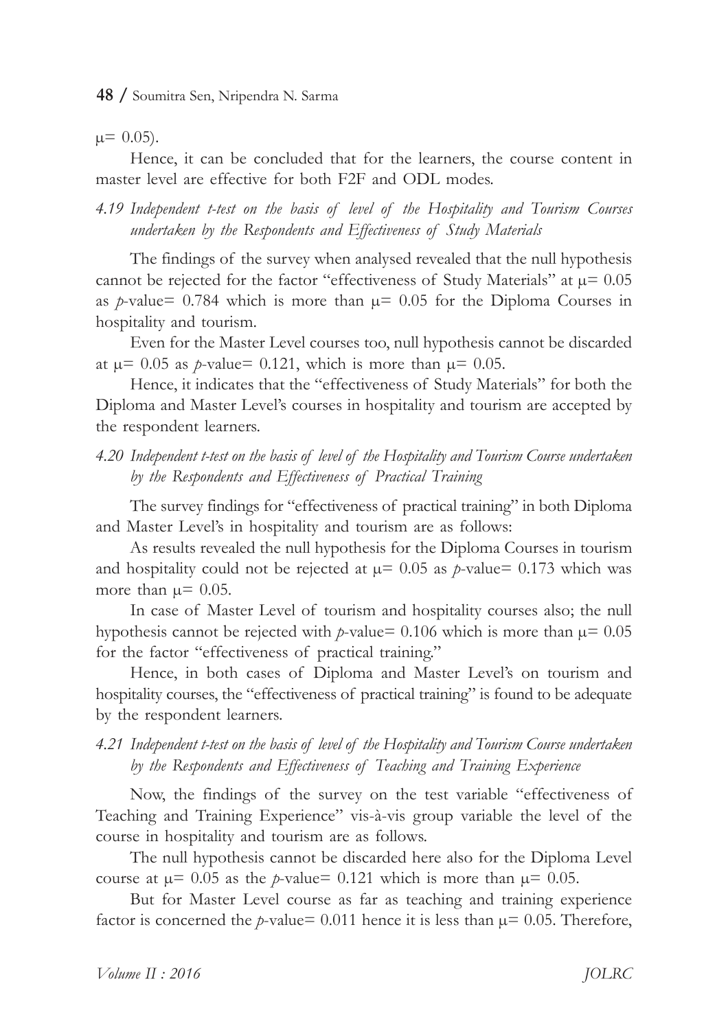$\mu = 0.05$).

Hence, it can be concluded that for the learners, the course content in master level are effective for both F2F and ODL modes.

### *4.19 Independent t-test on the basis of level of the Hospitality and Tourism Courses undertaken by the Respondents and Effectiveness of Study Materials*

The findings of the survey when analysed revealed that the null hypothesis cannot be rejected for the factor "effectiveness of Study Materials" at $\mu = 0.05$ as $p$-value= 0.784 which is more than $\mu = 0.05$ for the Diploma Courses in hospitality and tourism.

Even for the Master Level courses too, null hypothesis cannot be discarded at $\mu = 0.05$ as $p$-value= 0.121, which is more than $\mu = 0.05$.

Hence, it indicates that the "effectiveness of Study Materials" for both the Diploma and Master Level's courses in hospitality and tourism are accepted by the respondent learners.

### *4.20 Independent t-test on the basis of level of the Hospitality and Tourism Course undertaken by the Respondents and Effectiveness of Practical Training*

The survey findings for "effectiveness of practical training" in both Diploma and Master Level's in hospitality and tourism are as follows:

As results revealed the null hypothesis for the Diploma Courses in tourism and hospitality could not be rejected at $\mu = 0.05$ as $p$-value= 0.173 which was more than $\mu = 0.05$.

In case of Master Level of tourism and hospitality courses also; the null hypothesis cannot be rejected with $p$-value= 0.106 which is more than $\mu = 0.05$ for the factor "effectiveness of practical training."

Hence, in both cases of Diploma and Master Level's on tourism and hospitality courses, the "effectiveness of practical training" is found to be adequate by the respondent learners.

### *4.21 Independent t-test on the basis of level of the Hospitality and Tourism Course undertaken by the Respondents and Effectiveness of Teaching and Training Experience*

Now, the findings of the survey on the test variable "effectiveness of Teaching and Training Experience" vis-à-vis group variable the level of the course in hospitality and tourism are as follows.

The null hypothesis cannot be discarded here also for the Diploma Level course at $\mu = 0.05$ as the $p$-value= 0.121 which is more than $\mu = 0.05$.

But for Master Level course as far as teaching and training experience factor is concerned the $p$-value= 0.011 hence it is less than $\mu = 0.05$. Therefore,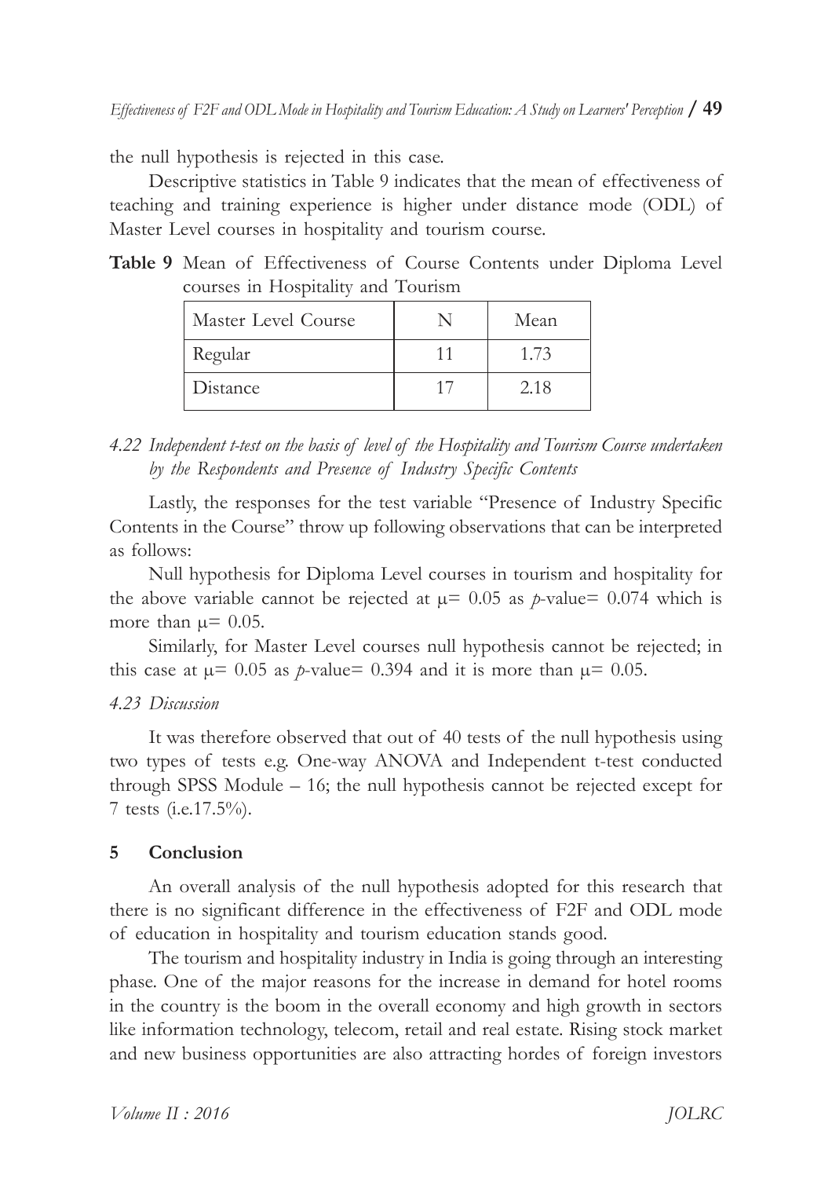the null hypothesis is rejected in this case.

Descriptive statistics in Table 9 indicates that the mean of effectiveness of teaching and training experience is higher under distance mode (ODL) of Master Level courses in hospitality and tourism course.

**Table 9** Mean of Effectiveness of Course Contents under Diploma Level courses in Hospitality and Tourism

| Master Level Course | N | Mean |
|---|---|---|
| Regular | 11 | 1.73 |
| Distance | 17 | 2.18 |

*4.22 Independent t-test on the basis of level of the Hospitality and Tourism Course undertaken by the Respondents and Presence of Industry Specific Contents*

Lastly, the responses for the test variable "Presence of Industry Specific Contents in the Course" throw up following observations that can be interpreted as follows:

Null hypothesis for Diploma Level courses in tourism and hospitality for the above variable cannot be rejected at $\mu = 0.05$ as *p*-value= 0.074 which is more than $\mu = 0.05$.

Similarly, for Master Level courses null hypothesis cannot be rejected; in this case at $\mu = 0.05$ as *p*-value= 0.394 and it is more than $\mu = 0.05$.

*4.23 Discussion*

It was therefore observed that out of 40 tests of the null hypothesis using two types of tests e.g. One-way ANOVA and Independent t-test conducted through SPSS Module – 16; the null hypothesis cannot be rejected except for 7 tests (i.e.17.5%).

## 5 Conclusion

An overall analysis of the null hypothesis adopted for this research that there is no significant difference in the effectiveness of F2F and ODL mode of education in hospitality and tourism education stands good.

The tourism and hospitality industry in India is going through an interesting phase. One of the major reasons for the increase in demand for hotel rooms in the country is the boom in the overall economy and high growth in sectors like information technology, telecom, retail and real estate. Rising stock market and new business opportunities are also attracting hordes of foreign investors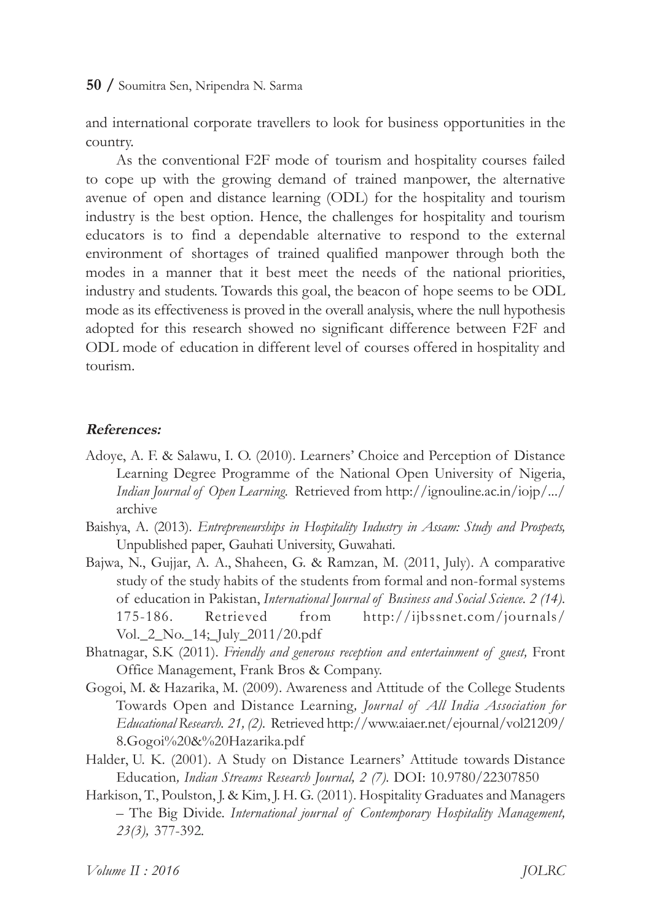and international corporate travellers to look for business opportunities in the country.

As the conventional F2F mode of tourism and hospitality courses failed to cope up with the growing demand of trained manpower, the alternative avenue of open and distance learning (ODL) for the hospitality and tourism industry is the best option. Hence, the challenges for hospitality and tourism educators is to find a dependable alternative to respond to the external environment of shortages of trained qualified manpower through both the modes in a manner that it best meet the needs of the national priorities, industry and students. Towards this goal, the beacon of hope seems to be ODL mode as its effectiveness is proved in the overall analysis, where the null hypothesis adopted for this research showed no significant difference between F2F and ODL mode of education in different level of courses offered in hospitality and tourism.

## References:

Adoye, A. F. & Salawu, I. O. (2010). Learners' Choice and Perception of Distance Learning Degree Programme of the National Open University of Nigeria, *Indian Journal of Open Learning*. Retrieved from http://ignouline.ac.in/iojp/.../archive

Baishya, A. (2013). *Entrepreneurships in Hospitality Industry in Assam: Study and Prospects,* Unpublished paper, Gauhati University, Guwahati.

Bajwa, N., Gujjar, A. A., Shaheen, G. & Ramzan, M. (2011, July). A comparative study of the study habits of the students from formal and non-formal systems of education in Pakistan, *International Journal of Business and Social Science. 2 (14).* 175-186. Retrieved from http://ijbssnet.com/journals/Vol._2_No._14;_July_2011/20.pdf

Bhatnagar, S.K (2011). *Friendly and generous reception and entertainment of guest,* Front Office Management, Frank Bros & Company.

Gogoi, M. & Hazarika, M. (2009). Awareness and Attitude of the College Students Towards Open and Distance Learning*, Journal of All India Association for Educational Research. 21, (2).* Retrieved http://www.aiaer.net/ejournal/vol21209/8.Gogoi%20&%20Hazarika.pdf

Halder, U. K. (2001). A Study on Distance Learners' Attitude towards Distance Education*, Indian Streams Research Journal, 2 (7).* DOI: 10.9780/22307850

Harkison, T., Poulston, J. & Kim, J. H. G. (2011). Hospitality Graduates and Managers – The Big Divide. *International journal of Contemporary Hospitality Management, 23(3),* 377-392.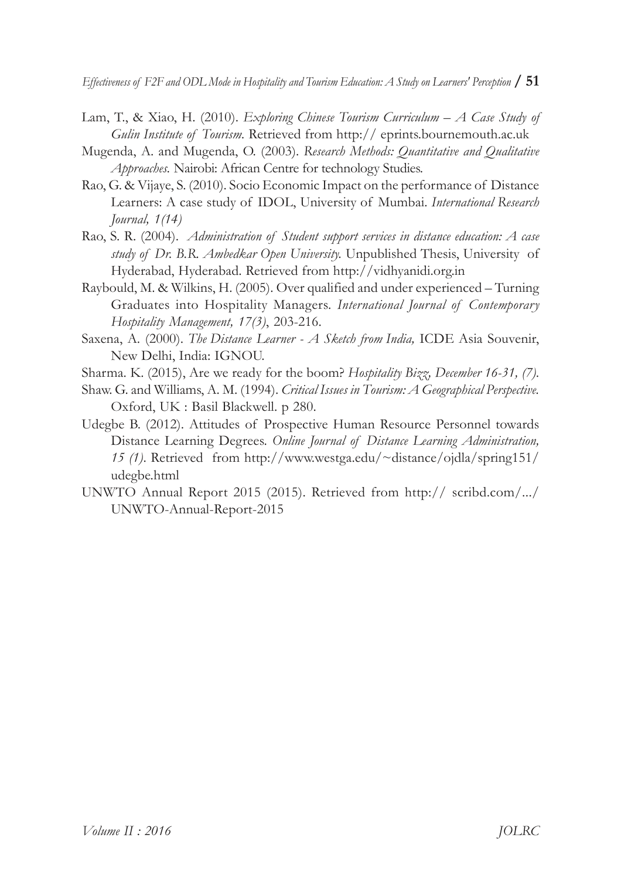Lam, T., & Xiao, H. (2010). *Exploring Chinese Tourism Curriculum – A Case Study of Gulin Institute of Tourism*. Retrieved from http:// eprints.bournemouth.ac.uk

Mugenda, A. and Mugenda, O. (2003). *Research Methods: Quantitative and Qualitative Approaches.* Nairobi: African Centre for technology Studies.

Rao, G. & Vijaye, S. (2010). Socio Economic Impact on the performance of Distance Learners: A case study of IDOL, University of Mumbai. *International Research Journal, 1(14)*

Rao, S. R. (2004). *Administration of Student support services in distance education: A case study of Dr. B.R. Ambedkar Open University.* Unpublished Thesis, University of Hyderabad, Hyderabad. Retrieved from http://vidhyanidi.org.in

Raybould, M. & Wilkins, H. (2005). Over qualified and under experienced – Turning Graduates into Hospitality Managers. *International Journal of Contemporary Hospitality Management, 17(3)*, 203-216.

Saxena, A. (2000). *The Distance Learner - A Sketch from India,* ICDE Asia Souvenir, New Delhi, India: IGNOU.

Sharma. K. (2015), Are we ready for the boom? *Hospitality Bizz, December 16-31, (7).*

Shaw. G. and Williams, A. M. (1994). *Critical Issues in Tourism: A Geographical Perspective.* Oxford, UK : Basil Blackwell. p 280.

Udegbe B. (2012). Attitudes of Prospective Human Resource Personnel towards Distance Learning Degrees. *Online Journal of Distance Learning Administration, 15 (1).* Retrieved from http://www.westga.edu/~distance/ojdla/spring151/udegbe.html

UNWTO Annual Report 2015 (2015). Retrieved from http:// scribd.com/.../UNWTO-Annual-Report-2015